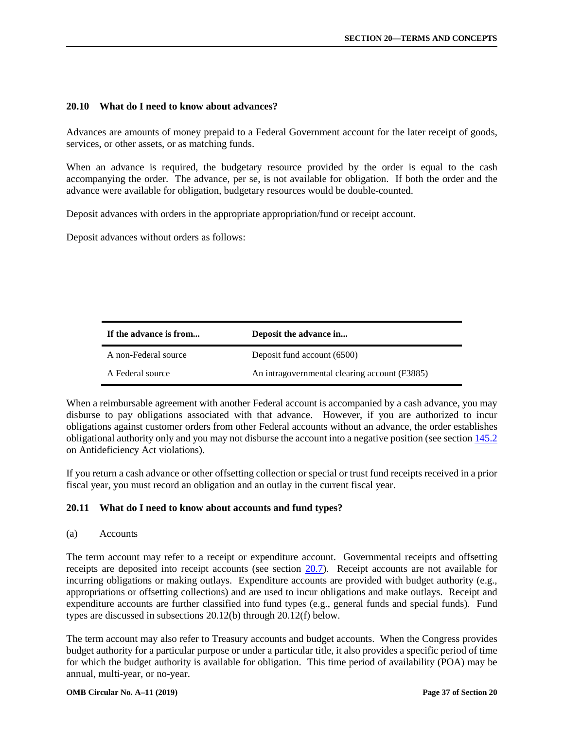### 20.10 What do I need to know about advances?

Advances are amounts of money prepaid to a Federal Government account for the later receipt of goods, services, or other assets, or as matching funds.

When an advance is required, the budgetary resource provided by the order is equal to the cash accompanying the order. The advance, per se, is not available for obligation. If both the order and the advance were available for obligation, budgetary resources would be double-counted.

Deposit advances with orders in the appropriate appropriation/fund or receipt account.

Deposit advances without orders as follows:

| If the advance is from... | Deposit the advance in... |
| --- | --- |
| A non-Federal source | Deposit fund account (6500) |
| A Federal source | An intragovernmental clearing account (F3885) |

When a reimbursable agreement with another Federal account is accompanied by a cash advance, you may disburse to pay obligations associated with that advance. However, if you are authorized to incur obligations against customer orders from other Federal accounts without an advance, the order establishes obligational authority only and you may not disburse the account into a negative position (see section 145.2 on Antideficiency Act violations).

If you return a cash advance or other offsetting collection or special or trust fund receipts received in a prior fiscal year, you must record an obligation and an outlay in the current fiscal year.

### 20.11 What do I need to know about accounts and fund types?

(a) Accounts

The term account may refer to a receipt or expenditure account. Governmental receipts and offsetting receipts are deposited into receipt accounts (see section 20.7). Receipt accounts are not available for incurring obligations or making outlays. Expenditure accounts are provided with budget authority (e.g., appropriations or offsetting collections) and are used to incur obligations and make outlays. Receipt and expenditure accounts are further classified into fund types (e.g., general funds and special funds). Fund types are discussed in subsections 20.12(b) through 20.12(f) below.

The term account may also refer to Treasury accounts and budget accounts. When the Congress provides budget authority for a particular purpose or under a particular title, it also provides a specific period of time for which the budget authority is available for obligation. This time period of availability (POA) may be annual, multi-year, or no-year.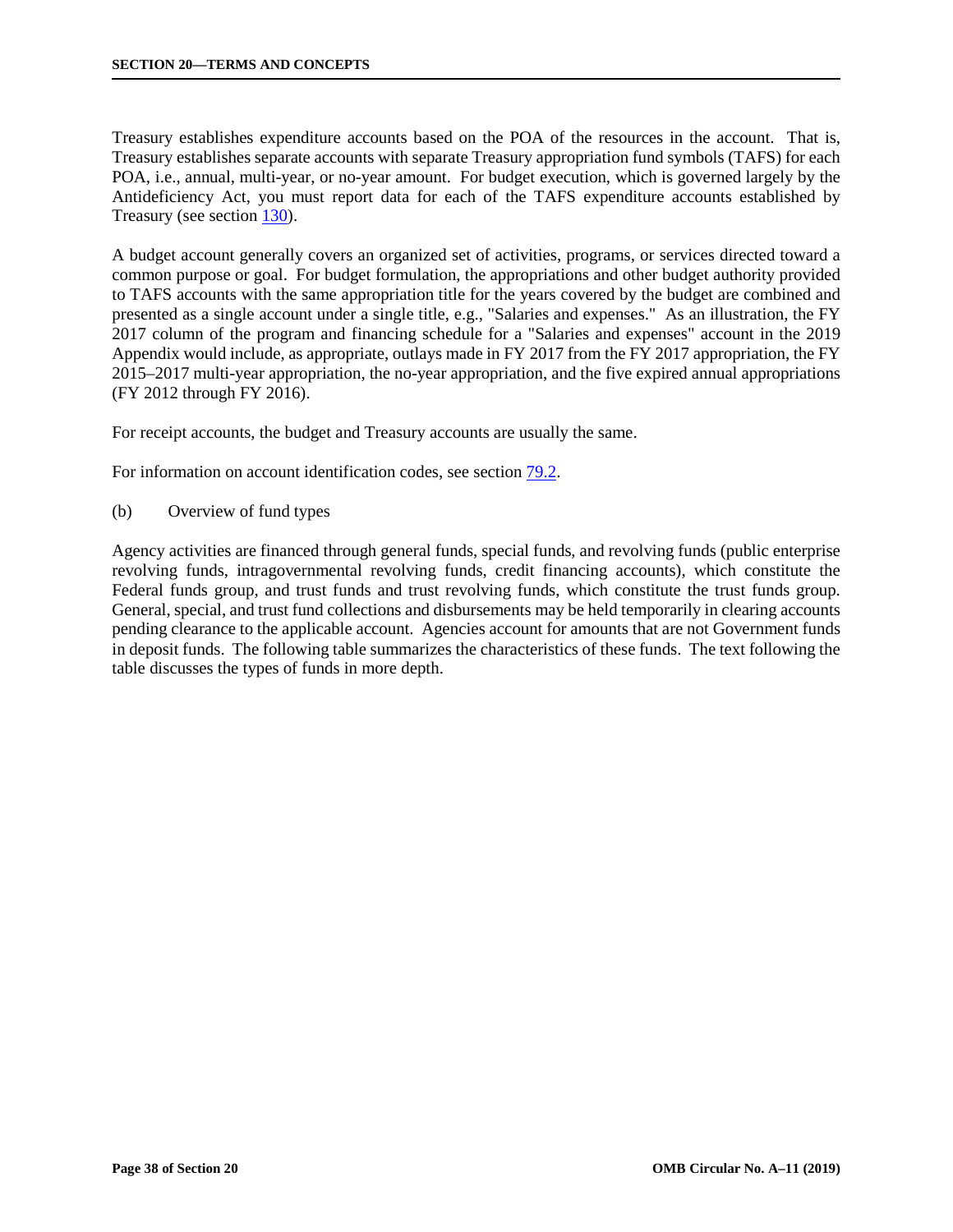Treasury establishes expenditure accounts based on the POA of the resources in the account. That is, Treasury establishes separate accounts with separate Treasury appropriation fund symbols (TAFS) for each POA, i.e., annual, multi-year, or no-year amount. For budget execution, which is governed largely by the Antideficiency Act, you must report data for each of the TAFS expenditure accounts established by Treasury (see section [130]).

A budget account generally covers an organized set of activities, programs, or services directed toward a common purpose or goal. For budget formulation, the appropriations and other budget authority provided to TAFS accounts with the same appropriation title for the years covered by the budget are combined and presented as a single account under a single title, e.g., "Salaries and expenses." As an illustration, the FY 2017 column of the program and financing schedule for a "Salaries and expenses" account in the 2019 Appendix would include, as appropriate, outlays made in FY 2017 from the FY 2017 appropriation, the FY 2015–2017 multi-year appropriation, the no-year appropriation, and the five expired annual appropriations (FY 2012 through FY 2016).

For receipt accounts, the budget and Treasury accounts are usually the same.

For information on account identification codes, see section [79.2].

(b) Overview of fund types

Agency activities are financed through general funds, special funds, and revolving funds (public enterprise revolving funds, intragovernmental revolving funds, credit financing accounts), which constitute the Federal funds group, and trust funds and trust revolving funds, which constitute the trust funds group. General, special, and trust fund collections and disbursements may be held temporarily in clearing accounts pending clearance to the applicable account. Agencies account for amounts that are not Government funds in deposit funds. The following table summarizes the characteristics of these funds. The text following the table discusses the types of funds in more depth.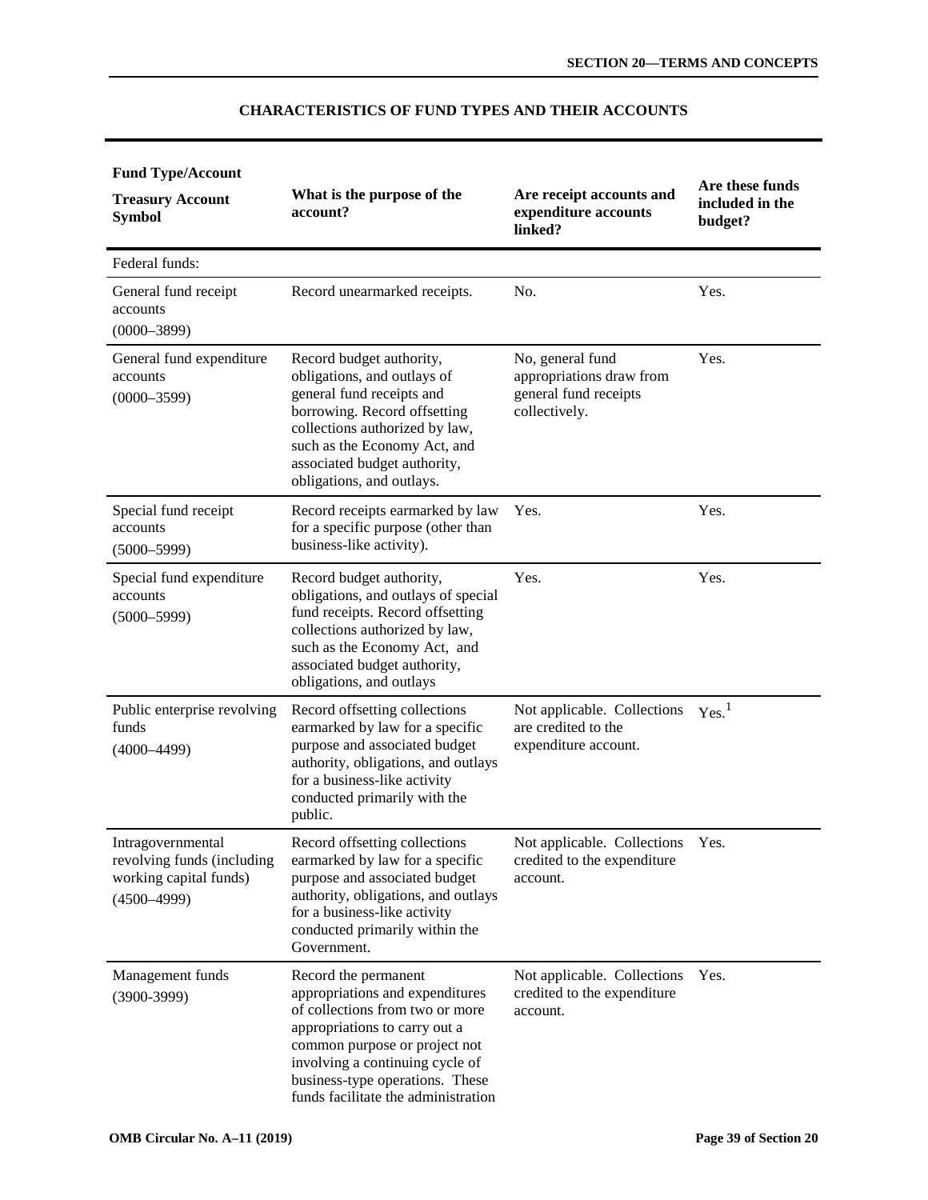## CHARACTERISTICS OF FUND TYPES AND THEIR ACCOUNTS

| Fund Type/Account<br>Treasury Account Symbol | What is the purpose of the account? | Are receipt accounts and expenditure accounts linked? | Are these funds included in the budget? |
|---|---|---|---|
| Federal funds: | | | |
| General fund receipt accounts (0000–3899) | Record unearmarked receipts. | No. | Yes. |
| General fund expenditure accounts (0000–3599) | Record budget authority, obligations, and outlays of general fund receipts and borrowing. Record offsetting collections authorized by law, such as the Economy Act, and associated budget authority, obligations, and outlays. | No, general fund appropriations draw from general fund receipts collectively. | Yes. |
| Special fund receipt accounts (5000–5999) | Record receipts earmarked by law for a specific purpose (other than business-like activity). | Yes. | Yes. |
| Special fund expenditure accounts (5000–5999) | Record budget authority, obligations, and outlays of special fund receipts. Record offsetting collections authorized by law, such as the Economy Act, and associated budget authority, obligations, and outlays | Yes. | Yes. |
| Public enterprise revolving funds (4000–4499) | Record offsetting collections earmarked by law for a specific purpose and associated budget authority, obligations, and outlays for a business-like activity conducted primarily with the public. | Not applicable. Collections are credited to the expenditure account. | Yes.[1] |
| Intragovernmental revolving funds (including working capital funds) (4500–4999) | Record offsetting collections earmarked by law for a specific purpose and associated budget authority, obligations, and outlays for a business-like activity conducted primarily within the Government. | Not applicable. Collections credited to the expenditure account. | Yes. |
| Management funds (3900-3999) | Record the permanent appropriations and expenditures of collections from two or more appropriations to carry out a common purpose or project not involving a continuing cycle of business-type operations. These funds facilitate the administration | Not applicable. Collections credited to the expenditure account. | Yes. |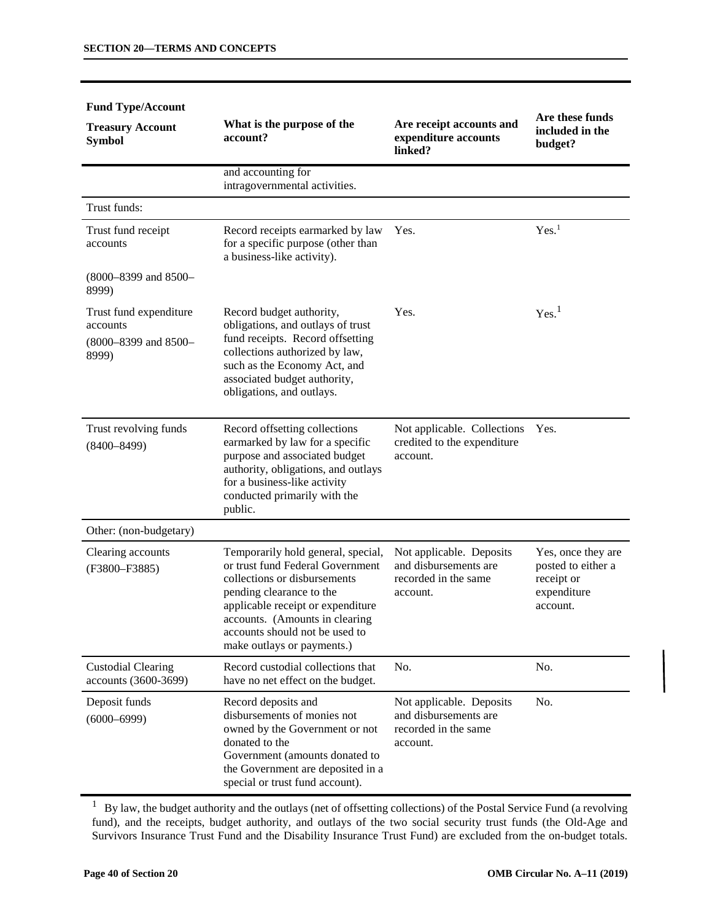| Fund Type/Account<br><br>Treasury Account Symbol | What is the purpose of the account? | Are receipt accounts and expenditure accounts linked? | Are these funds included in the budget? |
|---|---|---|---|
| | and accounting for intragovernmental activities. | | |
| Trust funds: | | | |
| Trust fund receipt accounts<br><br>(8000–8399 and 8500–8999) | Record receipts earmarked by law for a specific purpose (other than a business-like activity). | Yes. | Yes.[1] |
| Trust fund expenditure accounts<br><br>(8000–8399 and 8500–8999) | Record budget authority, obligations, and outlays of trust fund receipts. Record offsetting collections authorized by law, such as the Economy Act, and associated budget authority, obligations, and outlays. | Yes. | Yes.[1] |
| Trust revolving funds<br><br>(8400–8499) | Record offsetting collections earmarked by law for a specific purpose and associated budget authority, obligations, and outlays for a business-like activity conducted primarily with the public. | Not applicable. Collections credited to the expenditure account. | Yes. |
| Other: (non-budgetary) | | | |
| Clearing accounts<br><br>(F3800–F3885) | Temporarily hold general, special, or trust fund Federal Government collections or disbursements pending clearance to the applicable receipt or expenditure accounts. (Amounts in clearing accounts should not be used to make outlays or payments.) | Not applicable. Deposits and disbursements are recorded in the same account. | Yes, once they are posted to either a receipt or expenditure account. |
| Custodial Clearing accounts (3600-3699) | Record custodial collections that have no net effect on the budget. | No. | No. |
| Deposit funds<br><br>(6000–6999) | Record deposits and disbursements of monies not owned by the Government or not donated to the Government (amounts donated to the Government are deposited in a special or trust fund account). | Not applicable. Deposits and disbursements are recorded in the same account. | No. |

[1] By law, the budget authority and the outlays (net of offsetting collections) of the Postal Service Fund (a revolving fund), and the receipts, budget authority, and outlays of the two social security trust funds (the Old-Age and Survivors Insurance Trust Fund and the Disability Insurance Trust Fund) are excluded from the on-budget totals.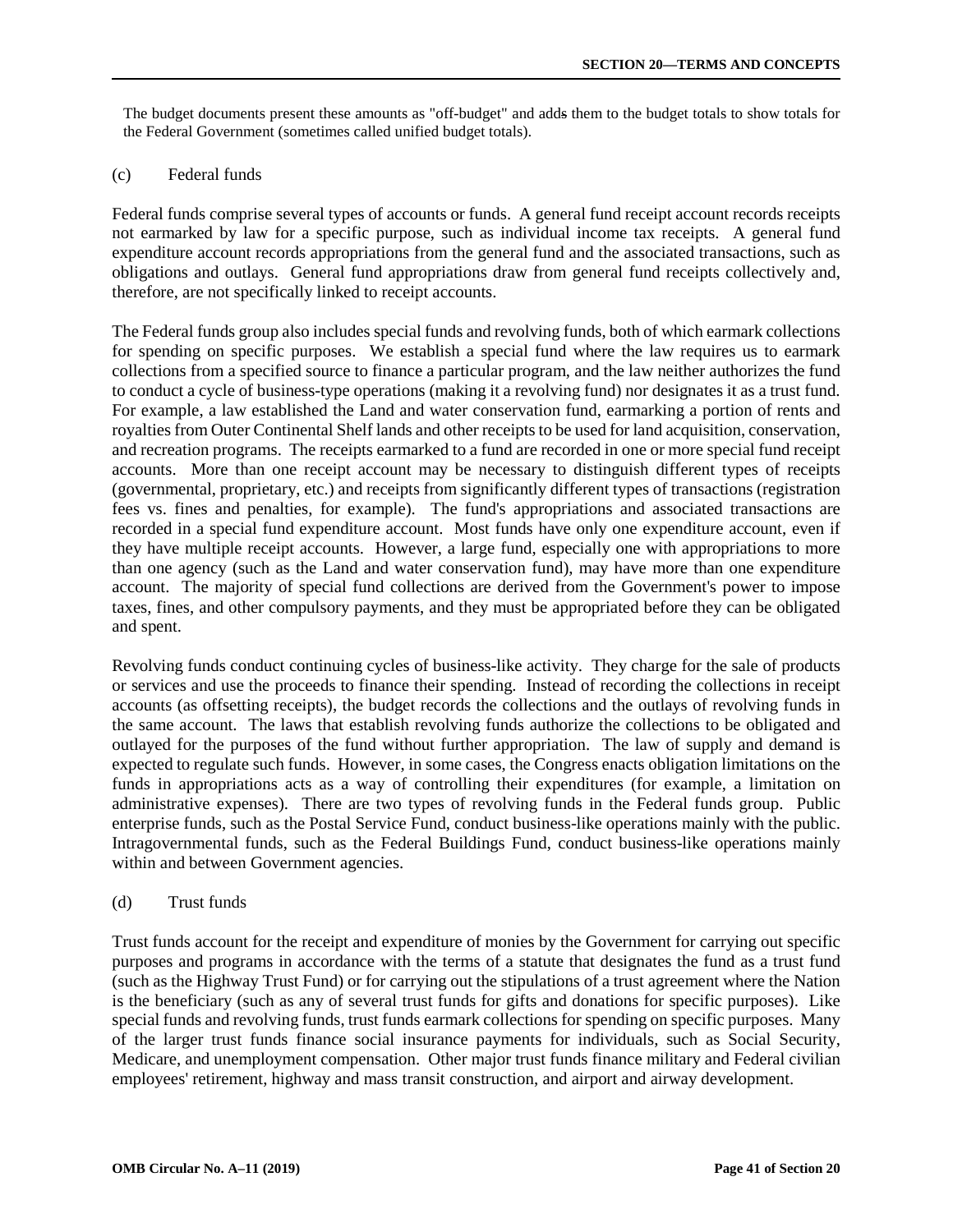The budget documents present these amounts as "off-budget" and adds them to the budget totals to show totals for the Federal Government (sometimes called unified budget totals).

(c) Federal funds

Federal funds comprise several types of accounts or funds. A general fund receipt account records receipts not earmarked by law for a specific purpose, such as individual income tax receipts. A general fund expenditure account records appropriations from the general fund and the associated transactions, such as obligations and outlays. General fund appropriations draw from general fund receipts collectively and, therefore, are not specifically linked to receipt accounts.

The Federal funds group also includes special funds and revolving funds, both of which earmark collections for spending on specific purposes. We establish a special fund where the law requires us to earmark collections from a specified source to finance a particular program, and the law neither authorizes the fund to conduct a cycle of business-type operations (making it a revolving fund) nor designates it as a trust fund. For example, a law established the Land and water conservation fund, earmarking a portion of rents and royalties from Outer Continental Shelf lands and other receipts to be used for land acquisition, conservation, and recreation programs. The receipts earmarked to a fund are recorded in one or more special fund receipt accounts. More than one receipt account may be necessary to distinguish different types of receipts (governmental, proprietary, etc.) and receipts from significantly different types of transactions (registration fees vs. fines and penalties, for example). The fund's appropriations and associated transactions are recorded in a special fund expenditure account. Most funds have only one expenditure account, even if they have multiple receipt accounts. However, a large fund, especially one with appropriations to more than one agency (such as the Land and water conservation fund), may have more than one expenditure account. The majority of special fund collections are derived from the Government's power to impose taxes, fines, and other compulsory payments, and they must be appropriated before they can be obligated and spent.

Revolving funds conduct continuing cycles of business-like activity. They charge for the sale of products or services and use the proceeds to finance their spending. Instead of recording the collections in receipt accounts (as offsetting receipts), the budget records the collections and the outlays of revolving funds in the same account. The laws that establish revolving funds authorize the collections to be obligated and outlayed for the purposes of the fund without further appropriation. The law of supply and demand is expected to regulate such funds. However, in some cases, the Congress enacts obligation limitations on the funds in appropriations acts as a way of controlling their expenditures (for example, a limitation on administrative expenses). There are two types of revolving funds in the Federal funds group. Public enterprise funds, such as the Postal Service Fund, conduct business-like operations mainly with the public. Intragovernmental funds, such as the Federal Buildings Fund, conduct business-like operations mainly within and between Government agencies.

(d) Trust funds

Trust funds account for the receipt and expenditure of monies by the Government for carrying out specific purposes and programs in accordance with the terms of a statute that designates the fund as a trust fund (such as the Highway Trust Fund) or for carrying out the stipulations of a trust agreement where the Nation is the beneficiary (such as any of several trust funds for gifts and donations for specific purposes). Like special funds and revolving funds, trust funds earmark collections for spending on specific purposes. Many of the larger trust funds finance social insurance payments for individuals, such as Social Security, Medicare, and unemployment compensation. Other major trust funds finance military and Federal civilian employees' retirement, highway and mass transit construction, and airport and airway development.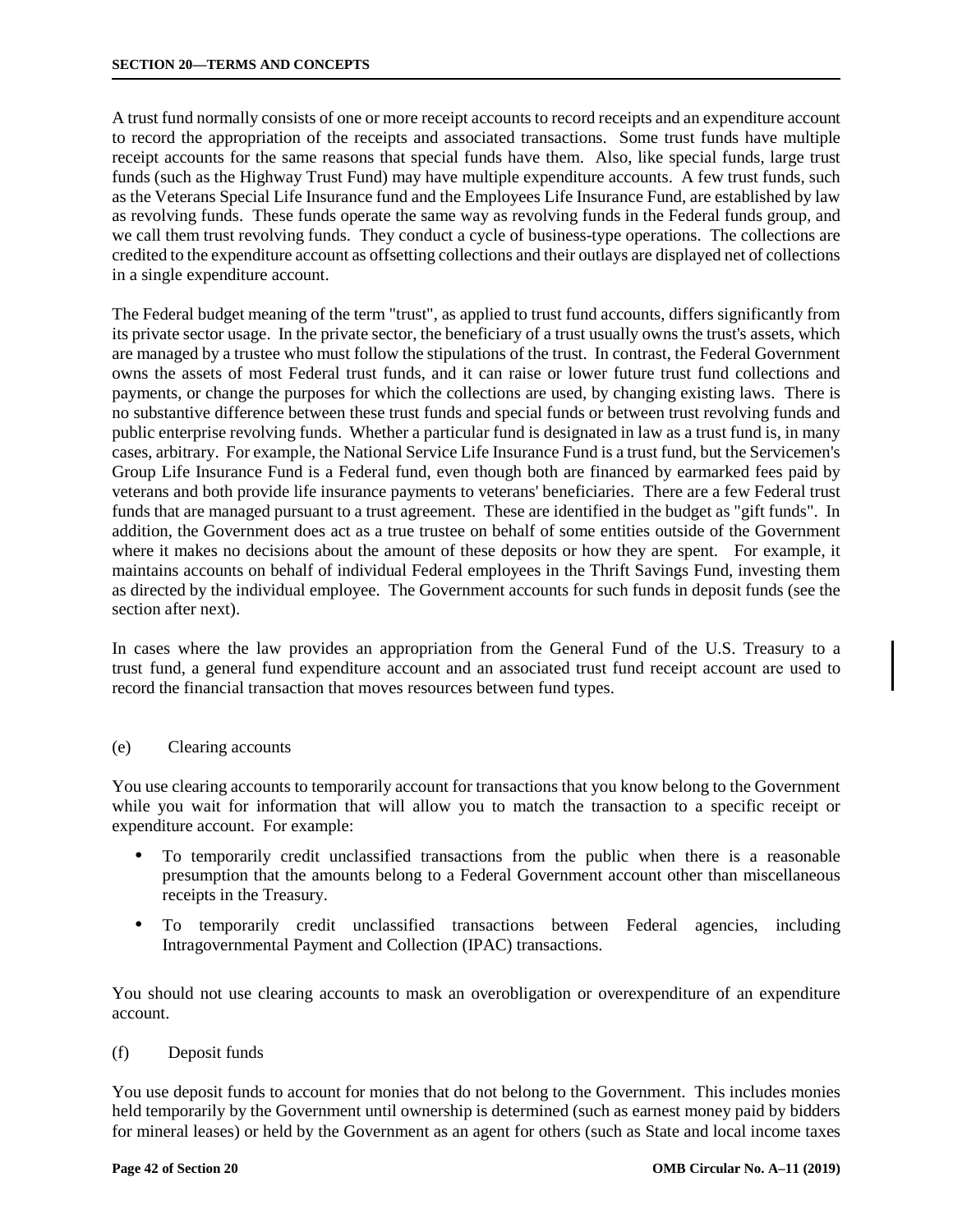A trust fund normally consists of one or more receipt accounts to record receipts and an expenditure account to record the appropriation of the receipts and associated transactions. Some trust funds have multiple receipt accounts for the same reasons that special funds have them. Also, like special funds, large trust funds (such as the Highway Trust Fund) may have multiple expenditure accounts. A few trust funds, such as the Veterans Special Life Insurance fund and the Employees Life Insurance Fund, are established by law as revolving funds. These funds operate the same way as revolving funds in the Federal funds group, and we call them trust revolving funds. They conduct a cycle of business-type operations. The collections are credited to the expenditure account as offsetting collections and their outlays are displayed net of collections in a single expenditure account.

The Federal budget meaning of the term "trust", as applied to trust fund accounts, differs significantly from its private sector usage. In the private sector, the beneficiary of a trust usually owns the trust's assets, which are managed by a trustee who must follow the stipulations of the trust. In contrast, the Federal Government owns the assets of most Federal trust funds, and it can raise or lower future trust fund collections and payments, or change the purposes for which the collections are used, by changing existing laws. There is no substantive difference between these trust funds and special funds or between trust revolving funds and public enterprise revolving funds. Whether a particular fund is designated in law as a trust fund is, in many cases, arbitrary. For example, the National Service Life Insurance Fund is a trust fund, but the Servicemen's Group Life Insurance Fund is a Federal fund, even though both are financed by earmarked fees paid by veterans and both provide life insurance payments to veterans' beneficiaries. There are a few Federal trust funds that are managed pursuant to a trust agreement. These are identified in the budget as "gift funds". In addition, the Government does act as a true trustee on behalf of some entities outside of the Government where it makes no decisions about the amount of these deposits or how they are spent. For example, it maintains accounts on behalf of individual Federal employees in the Thrift Savings Fund, investing them as directed by the individual employee. The Government accounts for such funds in deposit funds (see the section after next).

In cases where the law provides an appropriation from the General Fund of the U.S. Treasury to a trust fund, a general fund expenditure account and an associated trust fund receipt account are used to record the financial transaction that moves resources between fund types.

(e) Clearing accounts

You use clearing accounts to temporarily account for transactions that you know belong to the Government while you wait for information that will allow you to match the transaction to a specific receipt or expenditure account. For example:

- To temporarily credit unclassified transactions from the public when there is a reasonable presumption that the amounts belong to a Federal Government account other than miscellaneous receipts in the Treasury.
- To temporarily credit unclassified transactions between Federal agencies, including Intragovernmental Payment and Collection (IPAC) transactions.

You should not use clearing accounts to mask an overobligation or overexpenditure of an expenditure account.

(f) Deposit funds

You use deposit funds to account for monies that do not belong to the Government. This includes monies held temporarily by the Government until ownership is determined (such as earnest money paid by bidders for mineral leases) or held by the Government as an agent for others (such as State and local income taxes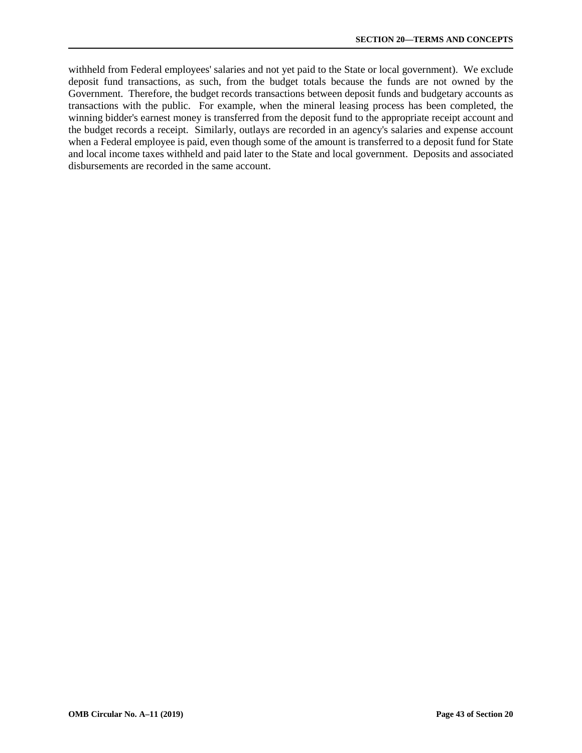withheld from Federal employees' salaries and not yet paid to the State or local government). We exclude deposit fund transactions, as such, from the budget totals because the funds are not owned by the Government. Therefore, the budget records transactions between deposit funds and budgetary accounts as transactions with the public. For example, when the mineral leasing process has been completed, the winning bidder's earnest money is transferred from the deposit fund to the appropriate receipt account and the budget records a receipt. Similarly, outlays are recorded in an agency's salaries and expense account when a Federal employee is paid, even though some of the amount is transferred to a deposit fund for State and local income taxes withheld and paid later to the State and local government. Deposits and associated disbursements are recorded in the same account.